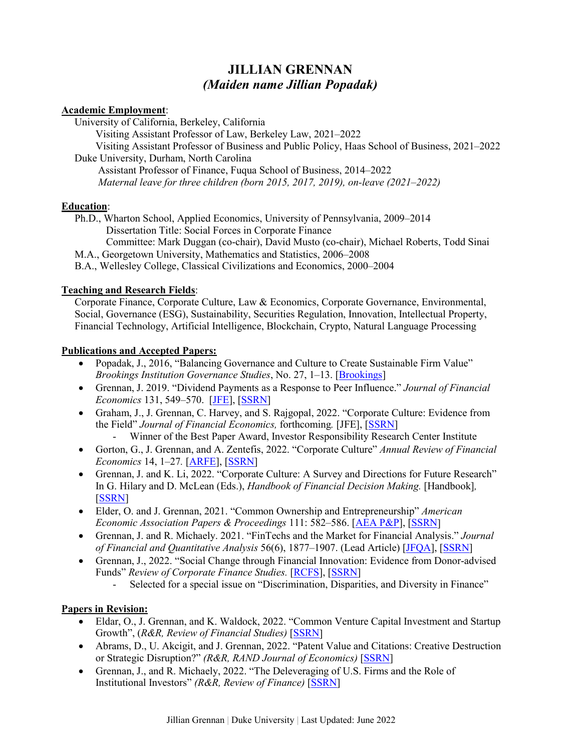# JILLIAN GRENNAN
### *(Maiden name Jillian Popadak)*

**Academic Employment**:

University of California, Berkeley, California
- Visiting Assistant Professor of Law, Berkeley Law, 2021–2022
- Visiting Assistant Professor of Business and Public Policy, Haas School of Business, 2021–2022

Duke University, Durham, North Carolina
- Assistant Professor of Finance, Fuqua School of Business, 2014–2022
- *Maternal leave for three children (born 2015, 2017, 2019), on-leave (2021–2022)*

**Education**:

Ph.D., Wharton School, Applied Economics, University of Pennsylvania, 2009–2014
- Dissertation Title: Social Forces in Corporate Finance
- Committee: Mark Duggan (co-chair), David Musto (co-chair), Michael Roberts, Todd Sinai

M.A., Georgetown University, Mathematics and Statistics, 2006–2008

B.A., Wellesley College, Classical Civilizations and Economics, 2000–2004

**Teaching and Research Fields**:

Corporate Finance, Corporate Culture, Law & Economics, Corporate Governance, Environmental, Social, Governance (ESG), Sustainability, Securities Regulation, Innovation, Intellectual Property, Financial Technology, Artificial Intelligence, Blockchain, Crypto, Natural Language Processing

**Publications and Accepted Papers:**

- Popadak, J., 2016, "Balancing Governance and Culture to Create Sustainable Firm Value" *Brookings Institution Governance Studies*, No. 27, 1–13. [Brookings]
- Grennan, J. 2019. "Dividend Payments as a Response to Peer Influence." *Journal of Financial Economics* 131, 549–570. [JFE], [SSRN]
- Graham, J., J. Grennan, C. Harvey, and S. Rajgopal, 2022. "Corporate Culture: Evidence from the Field" *Journal of Financial Economics,* forthcoming*.* [JFE], [SSRN]
  - Winner of the Best Paper Award, Investor Responsibility Research Center Institute
- Gorton, G., J. Grennan, and A. Zentefis, 2022. "Corporate Culture" *Annual Review of Financial Economics* 14, 1–27*.* [ARFE], [SSRN]
- Grennan, J. and K. Li, 2022. "Corporate Culture: A Survey and Directions for Future Research" In G. Hilary and D. McLean (Eds.), *Handbook of Financial Decision Making.* [Handbook]*,* [SSRN]
- Elder, O. and J. Grennan, 2021. "Common Ownership and Entrepreneurship" *American Economic Association Papers & Proceedings* 111: 582–586. [AEA P&P], [SSRN]
- Grennan, J. and R. Michaely. 2021. "FinTechs and the Market for Financial Analysis." *Journal of Financial and Quantitative Analysis* 56(6), 1877–1907. (Lead Article) [JFQA], [SSRN]
- Grennan, J., 2022. "Social Change through Financial Innovation: Evidence from Donor-advised Funds" *Review of Corporate Finance Studies.* [RCFS], [SSRN]
  - Selected for a special issue on "Discrimination, Disparities, and Diversity in Finance"

**Papers in Revision:**

- Eldar, O., J. Grennan, and K. Waldock, 2022. "Common Venture Capital Investment and Startup Growth", (*R&R, Review of Financial Studies)* [SSRN]
- Abrams, D., U. Akcigit, and J. Grennan, 2022. "Patent Value and Citations: Creative Destruction or Strategic Disruption?" *(R&R, RAND Journal of Economics)* [SSRN]
- Grennan, J., and R. Michaely, 2022. "The Deleveraging of U.S. Firms and the Role of Institutional Investors" *(R&R, Review of Finance)* [SSRN]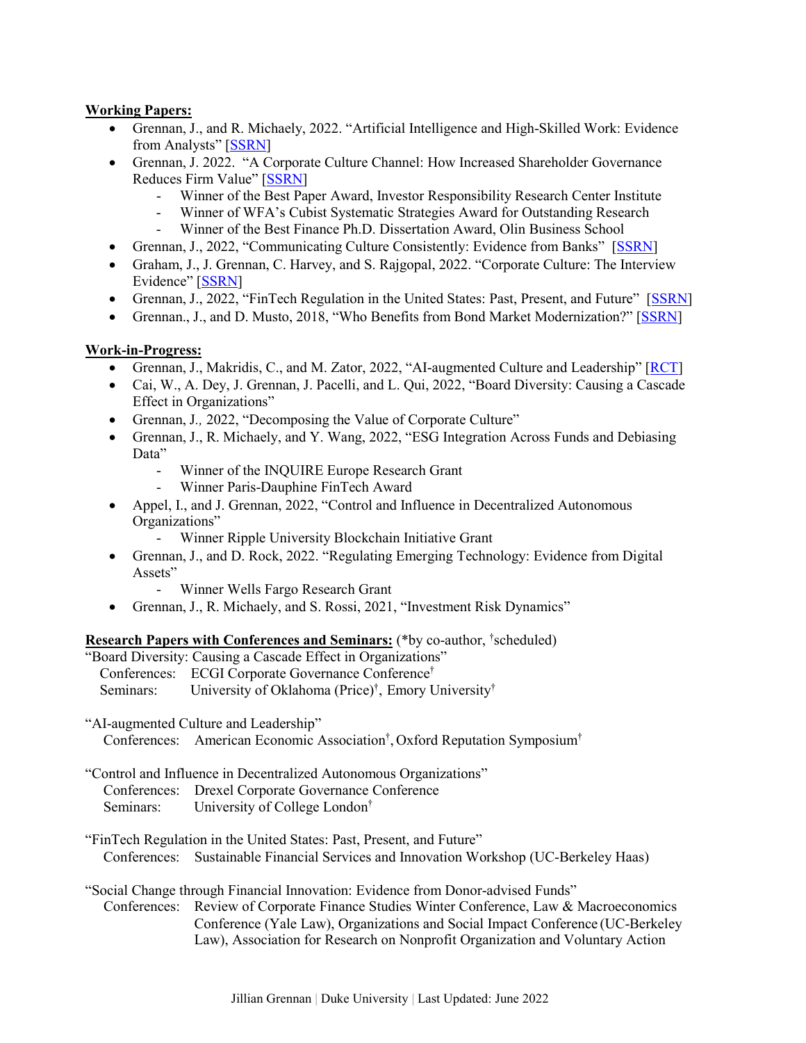**Working Papers:**

- Grennan, J., and R. Michaely, 2022. "Artificial Intelligence and High-Skilled Work: Evidence from Analysts" [SSRN]
- Grennan, J. 2022. "A Corporate Culture Channel: How Increased Shareholder Governance Reduces Firm Value" [SSRN]
  - Winner of the Best Paper Award, Investor Responsibility Research Center Institute
  - Winner of WFA's Cubist Systematic Strategies Award for Outstanding Research
  - Winner of the Best Finance Ph.D. Dissertation Award, Olin Business School
- Grennan, J., 2022, "Communicating Culture Consistently: Evidence from Banks" [SSRN]
- Graham, J., J. Grennan, C. Harvey, and S. Rajgopal, 2022. "Corporate Culture: The Interview Evidence" [SSRN]
- Grennan, J., 2022, "FinTech Regulation in the United States: Past, Present, and Future" [SSRN]
- Grennan., J., and D. Musto, 2018, "Who Benefits from Bond Market Modernization?" [SSRN]

**Work-in-Progress:**

- Grennan, J., Makridis, C., and M. Zator, 2022, "AI-augmented Culture and Leadership" [RCT]
- Cai, W., A. Dey, J. Grennan, J. Pacelli, and L. Qui, 2022, "Board Diversity: Causing a Cascade Effect in Organizations"
- Grennan, J., 2022, "Decomposing the Value of Corporate Culture"
- Grennan, J., R. Michaely, and Y. Wang, 2022, "ESG Integration Across Funds and Debiasing Data"
  - Winner of the INQUIRE Europe Research Grant
  - Winner Paris-Dauphine FinTech Award
- Appel, I., and J. Grennan, 2022, "Control and Influence in Decentralized Autonomous Organizations"
  - Winner Ripple University Blockchain Initiative Grant
- Grennan, J., and D. Rock, 2022. "Regulating Emerging Technology: Evidence from Digital Assets"
  - Winner Wells Fargo Research Grant
- Grennan, J., R. Michaely, and S. Rossi, 2021, "Investment Risk Dynamics"

**Research Papers with Conferences and Seminars:** (*by co-author, †scheduled)

"Board Diversity: Causing a Cascade Effect in Organizations"
Conferences: ECGI Corporate Governance Conference†
Seminars: University of Oklahoma (Price)†, Emory University†

"AI-augmented Culture and Leadership"
Conferences: American Economic Association†, Oxford Reputation Symposium†

"Control and Influence in Decentralized Autonomous Organizations"
Conferences: Drexel Corporate Governance Conference
Seminars: University of College London†

"FinTech Regulation in the United States: Past, Present, and Future"
Conferences: Sustainable Financial Services and Innovation Workshop (UC-Berkeley Haas)

"Social Change through Financial Innovation: Evidence from Donor-advised Funds"
Conferences: Review of Corporate Finance Studies Winter Conference, Law & Macroeconomics Conference (Yale Law), Organizations and Social Impact Conference (UC-Berkeley Law), Association for Research on Nonprofit Organization and Voluntary Action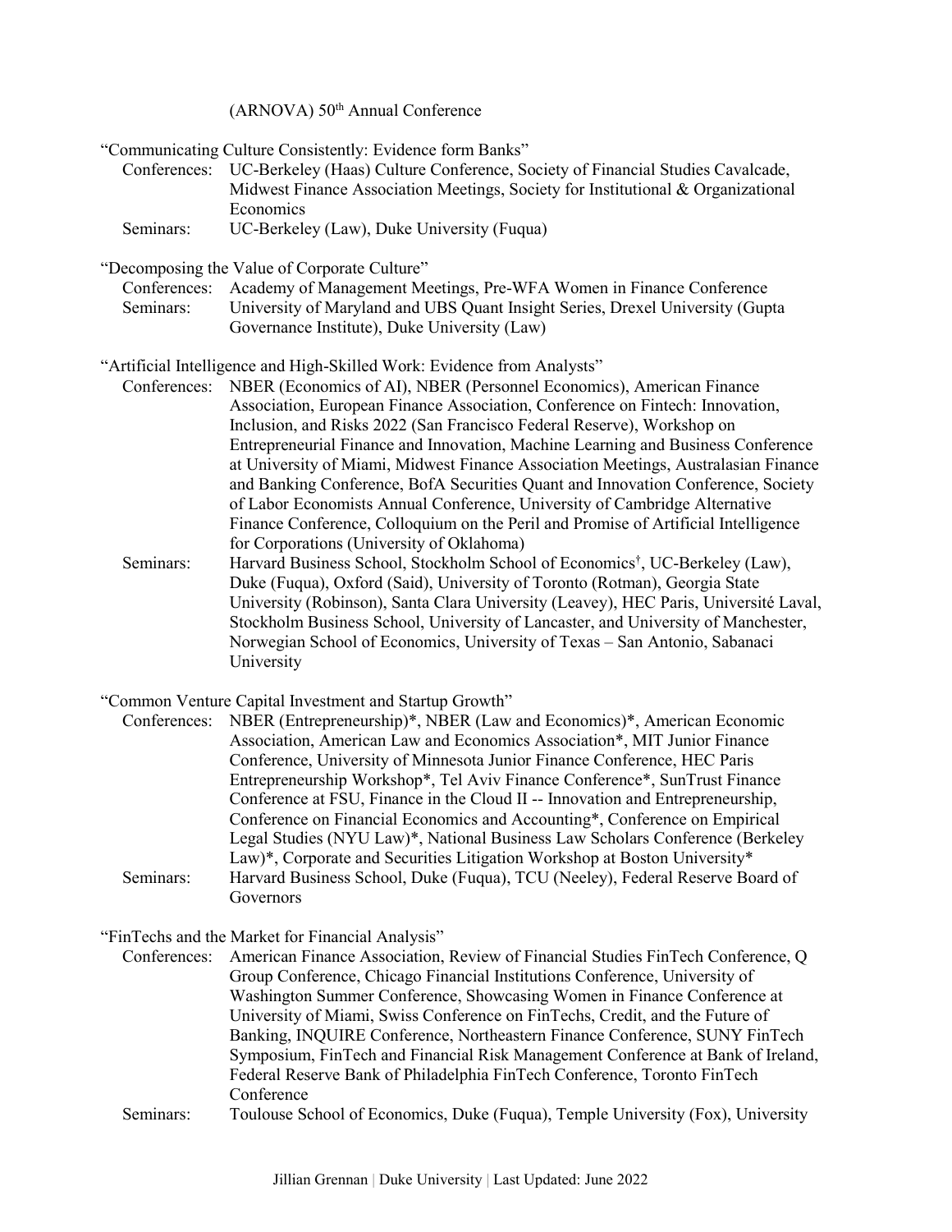(ARNOVA) 50th Annual Conference

"Communicating Culture Consistently: Evidence form Banks"

Conferences: UC-Berkeley (Haas) Culture Conference, Society of Financial Studies Cavalcade, Midwest Finance Association Meetings, Society for Institutional & Organizational Economics

Seminars: UC-Berkeley (Law), Duke University (Fuqua)

"Decomposing the Value of Corporate Culture"

Conferences: Academy of Management Meetings, Pre-WFA Women in Finance Conference

Seminars: University of Maryland and UBS Quant Insight Series, Drexel University (Gupta Governance Institute), Duke University (Law)

"Artificial Intelligence and High-Skilled Work: Evidence from Analysts"

Conferences: NBER (Economics of AI), NBER (Personnel Economics), American Finance Association, European Finance Association, Conference on Fintech: Innovation, Inclusion, and Risks 2022 (San Francisco Federal Reserve), Workshop on Entrepreneurial Finance and Innovation, Machine Learning and Business Conference at University of Miami, Midwest Finance Association Meetings, Australasian Finance and Banking Conference, BofA Securities Quant and Innovation Conference, Society of Labor Economists Annual Conference, University of Cambridge Alternative Finance Conference, Colloquium on the Peril and Promise of Artificial Intelligence for Corporations (University of Oklahoma)

Seminars: Harvard Business School, Stockholm School of Economics†, UC-Berkeley (Law), Duke (Fuqua), Oxford (Said), University of Toronto (Rotman), Georgia State University (Robinson), Santa Clara University (Leavey), HEC Paris, Université Laval, Stockholm Business School, University of Lancaster, and University of Manchester, Norwegian School of Economics, University of Texas – San Antonio, Sabanaci University

"Common Venture Capital Investment and Startup Growth"

Conferences: NBER (Entrepreneurship)*, NBER (Law and Economics)*, American Economic Association, American Law and Economics Association*, MIT Junior Finance Conference, University of Minnesota Junior Finance Conference, HEC Paris Entrepreneurship Workshop*, Tel Aviv Finance Conference*, SunTrust Finance Conference at FSU, Finance in the Cloud II -- Innovation and Entrepreneurship, Conference on Financial Economics and Accounting*, Conference on Empirical Legal Studies (NYU Law)*, National Business Law Scholars Conference (Berkeley Law)*, Corporate and Securities Litigation Workshop at Boston University*

Seminars: Harvard Business School, Duke (Fuqua), TCU (Neeley), Federal Reserve Board of Governors

"FinTechs and the Market for Financial Analysis"

Conferences: American Finance Association, Review of Financial Studies FinTech Conference, Q Group Conference, Chicago Financial Institutions Conference, University of Washington Summer Conference, Showcasing Women in Finance Conference at University of Miami, Swiss Conference on FinTechs, Credit, and the Future of Banking, INQUIRE Conference, Northeastern Finance Conference, SUNY FinTech Symposium, FinTech and Financial Risk Management Conference at Bank of Ireland, Federal Reserve Bank of Philadelphia FinTech Conference, Toronto FinTech Conference

Seminars: Toulouse School of Economics, Duke (Fuqua), Temple University (Fox), University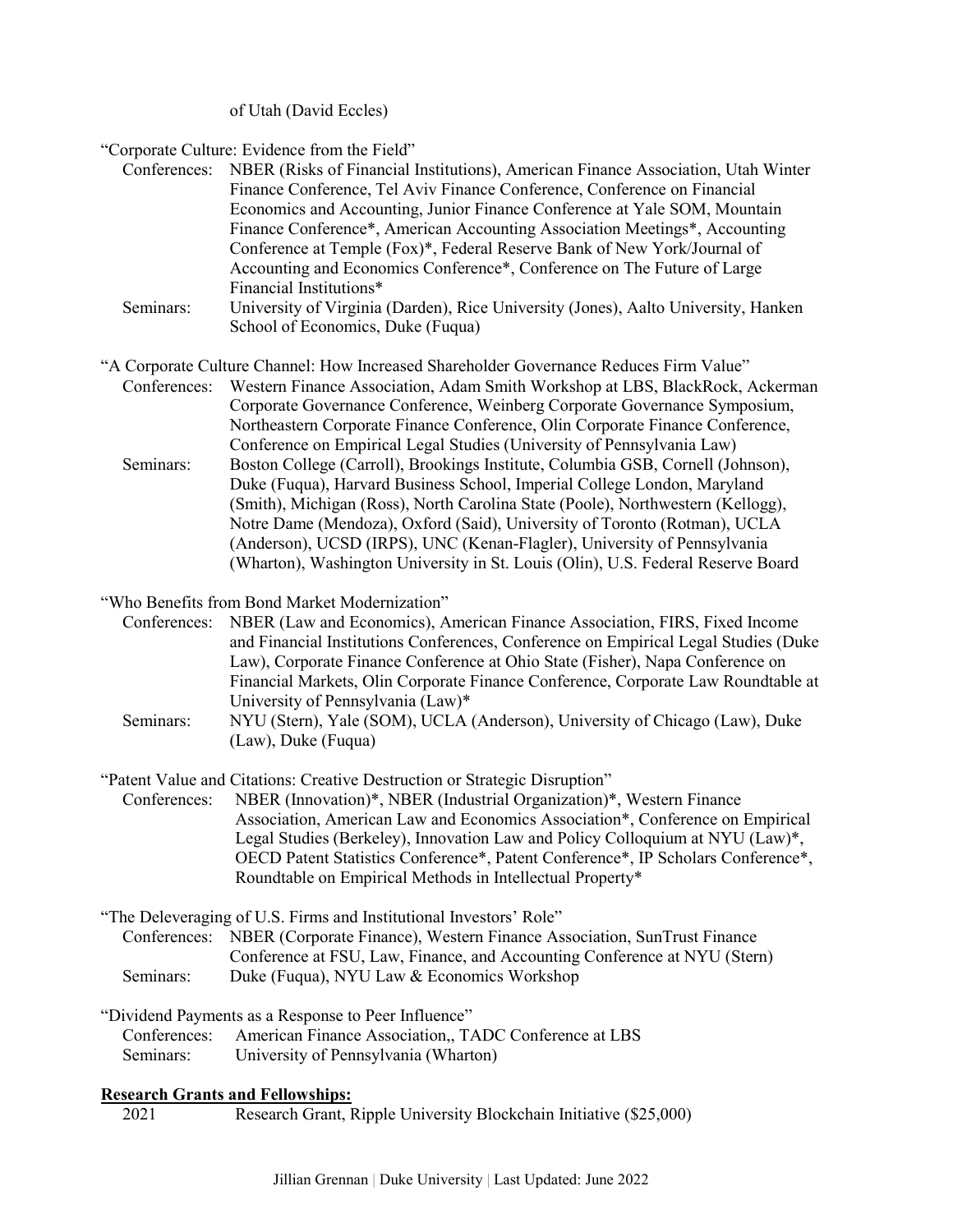of Utah (David Eccles)

"Corporate Culture: Evidence from the Field"

Conferences: NBER (Risks of Financial Institutions), American Finance Association, Utah Winter Finance Conference, Tel Aviv Finance Conference, Conference on Financial Economics and Accounting, Junior Finance Conference at Yale SOM, Mountain Finance Conference*, American Accounting Association Meetings*, Accounting Conference at Temple (Fox)*, Federal Reserve Bank of New York/Journal of Accounting and Economics Conference*, Conference on The Future of Large Financial Institutions*

Seminars: University of Virginia (Darden), Rice University (Jones), Aalto University, Hanken School of Economics, Duke (Fuqua)

"A Corporate Culture Channel: How Increased Shareholder Governance Reduces Firm Value"

Conferences: Western Finance Association, Adam Smith Workshop at LBS, BlackRock, Ackerman Corporate Governance Conference, Weinberg Corporate Governance Symposium, Northeastern Corporate Finance Conference, Olin Corporate Finance Conference, Conference on Empirical Legal Studies (University of Pennsylvania Law)

Seminars: Boston College (Carroll), Brookings Institute, Columbia GSB, Cornell (Johnson), Duke (Fuqua), Harvard Business School, Imperial College London, Maryland (Smith), Michigan (Ross), North Carolina State (Poole), Northwestern (Kellogg), Notre Dame (Mendoza), Oxford (Said), University of Toronto (Rotman), UCLA (Anderson), UCSD (IRPS), UNC (Kenan-Flagler), University of Pennsylvania (Wharton), Washington University in St. Louis (Olin), U.S. Federal Reserve Board

"Who Benefits from Bond Market Modernization"

Conferences: NBER (Law and Economics), American Finance Association, FIRS, Fixed Income and Financial Institutions Conferences, Conference on Empirical Legal Studies (Duke Law), Corporate Finance Conference at Ohio State (Fisher), Napa Conference on Financial Markets, Olin Corporate Finance Conference, Corporate Law Roundtable at University of Pennsylvania (Law)*

Seminars: NYU (Stern), Yale (SOM), UCLA (Anderson), University of Chicago (Law), Duke (Law), Duke (Fuqua)

"Patent Value and Citations: Creative Destruction or Strategic Disruption"

Conferences: NBER (Innovation)*, NBER (Industrial Organization)*, Western Finance Association, American Law and Economics Association*, Conference on Empirical Legal Studies (Berkeley), Innovation Law and Policy Colloquium at NYU (Law)*, OECD Patent Statistics Conference*, Patent Conference*, IP Scholars Conference*, Roundtable on Empirical Methods in Intellectual Property*

"The Deleveraging of U.S. Firms and Institutional Investors' Role"

Conferences: NBER (Corporate Finance), Western Finance Association, SunTrust Finance Conference at FSU, Law, Finance, and Accounting Conference at NYU (Stern)

Seminars: Duke (Fuqua), NYU Law & Economics Workshop

"Dividend Payments as a Response to Peer Influence"

Conferences: American Finance Association,, TADC Conference at LBS

Seminars: University of Pennsylvania (Wharton)

## Research Grants and Fellowships:

2021 Research Grant, Ripple University Blockchain Initiative ($25,000)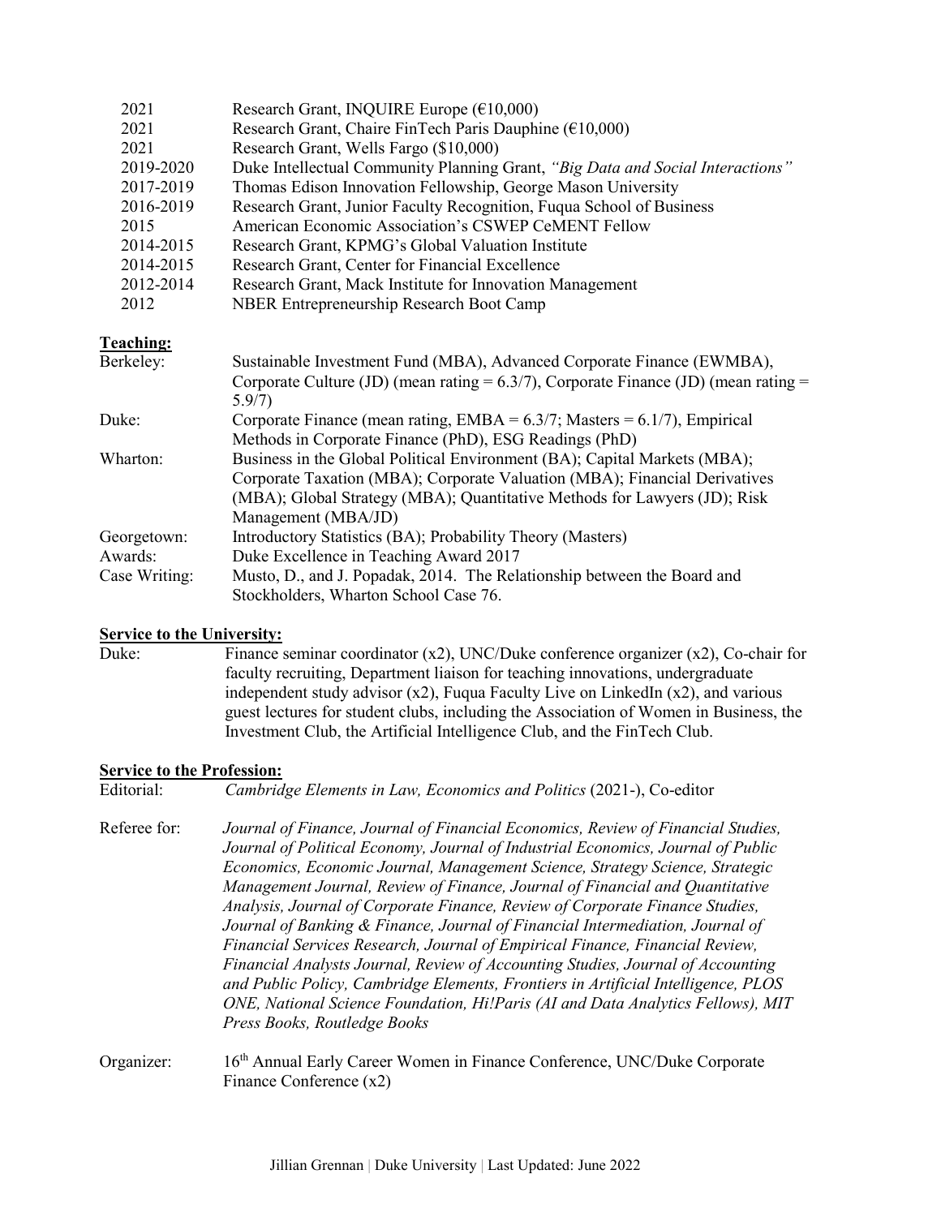| | |
|---|---|
| 2021 | Research Grant, INQUIRE Europe (€10,000) |
| 2021 | Research Grant, Chaire FinTech Paris Dauphine (€10,000) |
| 2021 | Research Grant, Wells Fargo ($10,000) |
| 2019-2020 | Duke Intellectual Community Planning Grant, *"Big Data and Social Interactions"* |
| 2017-2019 | Thomas Edison Innovation Fellowship, George Mason University |
| 2016-2019 | Research Grant, Junior Faculty Recognition, Fuqua School of Business |
| 2015 | American Economic Association's CSWEP CeMENT Fellow |
| 2014-2015 | Research Grant, KPMG's Global Valuation Institute |
| 2014-2015 | Research Grant, Center for Financial Excellence |
| 2012-2014 | Research Grant, Mack Institute for Innovation Management |
| 2012 | NBER Entrepreneurship Research Boot Camp |

**Teaching:**

| | |
|---|---|
| Berkeley: | Sustainable Investment Fund (MBA), Advanced Corporate Finance (EWMBA), Corporate Culture (JD) (mean rating = 6.3/7), Corporate Finance (JD) (mean rating = 5.9/7) |
| Duke: | Corporate Finance (mean rating, EMBA = 6.3/7; Masters = 6.1/7), Empirical Methods in Corporate Finance (PhD), ESG Readings (PhD) |
| Wharton: | Business in the Global Political Environment (BA); Capital Markets (MBA); Corporate Taxation (MBA); Corporate Valuation (MBA); Financial Derivatives (MBA); Global Strategy (MBA); Quantitative Methods for Lawyers (JD); Risk Management (MBA/JD) |
| Georgetown: | Introductory Statistics (BA); Probability Theory (Masters) |
| Awards: | Duke Excellence in Teaching Award 2017 |
| Case Writing: | Musto, D., and J. Popadak, 2014. The Relationship between the Board and Stockholders, Wharton School Case 76. |

**Service to the University:**

Duke: Finance seminar coordinator (x2), UNC/Duke conference organizer (x2), Co-chair for faculty recruiting, Department liaison for teaching innovations, undergraduate independent study advisor (x2), Fuqua Faculty Live on LinkedIn (x2), and various guest lectures for student clubs, including the Association of Women in Business, the Investment Club, the Artificial Intelligence Club, and the FinTech Club.

**Service to the Profession:**

Editorial: *Cambridge Elements in Law, Economics and Politics* (2021-), Co-editor

Referee for: *Journal of Finance, Journal of Financial Economics, Review of Financial Studies, Journal of Political Economy, Journal of Industrial Economics, Journal of Public Economics, Economic Journal, Management Science, Strategy Science, Strategic Management Journal, Review of Finance, Journal of Financial and Quantitative Analysis, Journal of Corporate Finance, Review of Corporate Finance Studies, Journal of Banking & Finance, Journal of Financial Intermediation, Journal of Financial Services Research, Journal of Empirical Finance, Financial Review, Financial Analysts Journal, Review of Accounting Studies, Journal of Accounting and Public Policy, Cambridge Elements, Frontiers in Artificial Intelligence, PLOS ONE, National Science Foundation, Hi!Paris (AI and Data Analytics Fellows), MIT Press Books, Routledge Books*

Organizer: 16th Annual Early Career Women in Finance Conference, UNC/Duke Corporate Finance Conference (x2)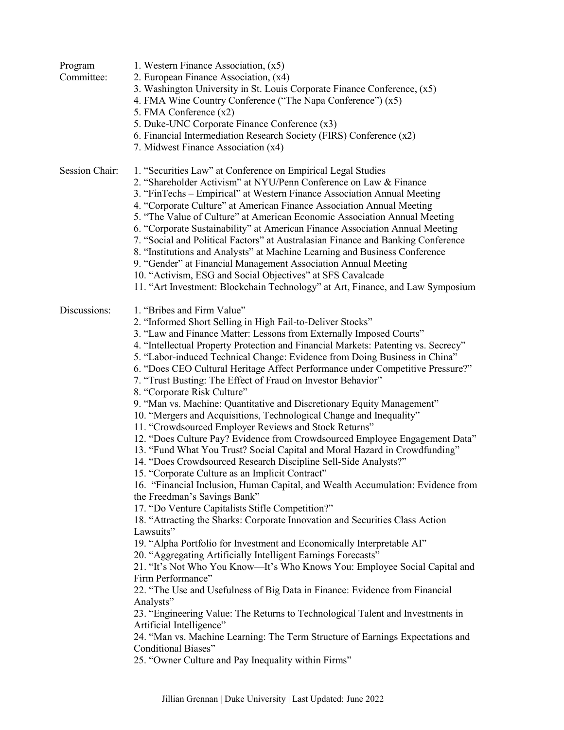**Program Committee:**

1. Western Finance Association, (x5)
2. European Finance Association, (x4)
3. Washington University in St. Louis Corporate Finance Conference, (x5)
4. FMA Wine Country Conference ("The Napa Conference") (x5)
5. FMA Conference (x2)
5. Duke-UNC Corporate Finance Conference (x3)
6. Financial Intermediation Research Society (FIRS) Conference (x2)
7. Midwest Finance Association (x4)

**Session Chair:**

1. "Securities Law" at Conference on Empirical Legal Studies
2. "Shareholder Activism" at NYU/Penn Conference on Law & Finance
3. "FinTechs – Empirical" at Western Finance Association Annual Meeting
4. "Corporate Culture" at American Finance Association Annual Meeting
5. "The Value of Culture" at American Economic Association Annual Meeting
6. "Corporate Sustainability" at American Finance Association Annual Meeting
7. "Social and Political Factors" at Australasian Finance and Banking Conference
8. "Institutions and Analysts" at Machine Learning and Business Conference
9. "Gender" at Financial Management Association Annual Meeting
10. "Activism, ESG and Social Objectives" at SFS Cavalcade
11. "Art Investment: Blockchain Technology" at Art, Finance, and Law Symposium

**Discussions:**

1. "Bribes and Firm Value"
2. "Informed Short Selling in High Fail-to-Deliver Stocks"
3. "Law and Finance Matter: Lessons from Externally Imposed Courts"
4. "Intellectual Property Protection and Financial Markets: Patenting vs. Secrecy"
5. "Labor-induced Technical Change: Evidence from Doing Business in China"
6. "Does CEO Cultural Heritage Affect Performance under Competitive Pressure?"
7. "Trust Busting: The Effect of Fraud on Investor Behavior"
8. "Corporate Risk Culture"
9. "Man vs. Machine: Quantitative and Discretionary Equity Management"
10. "Mergers and Acquisitions, Technological Change and Inequality"
11. "Crowdsourced Employer Reviews and Stock Returns"
12. "Does Culture Pay? Evidence from Crowdsourced Employee Engagement Data"
13. "Fund What You Trust? Social Capital and Moral Hazard in Crowdfunding"
14. "Does Crowdsourced Research Discipline Sell-Side Analysts?"
15. "Corporate Culture as an Implicit Contract"
16. "Financial Inclusion, Human Capital, and Wealth Accumulation: Evidence from the Freedman's Savings Bank"
17. "Do Venture Capitalists Stifle Competition?"
18. "Attracting the Sharks: Corporate Innovation and Securities Class Action Lawsuits"
19. "Alpha Portfolio for Investment and Economically Interpretable AI"
20. "Aggregating Artificially Intelligent Earnings Forecasts"
21. "It's Not Who You Know—It's Who Knows You: Employee Social Capital and Firm Performance"
22. "The Use and Usefulness of Big Data in Finance: Evidence from Financial Analysts"
23. "Engineering Value: The Returns to Technological Talent and Investments in Artificial Intelligence"
24. "Man vs. Machine Learning: The Term Structure of Earnings Expectations and Conditional Biases"
25. "Owner Culture and Pay Inequality within Firms"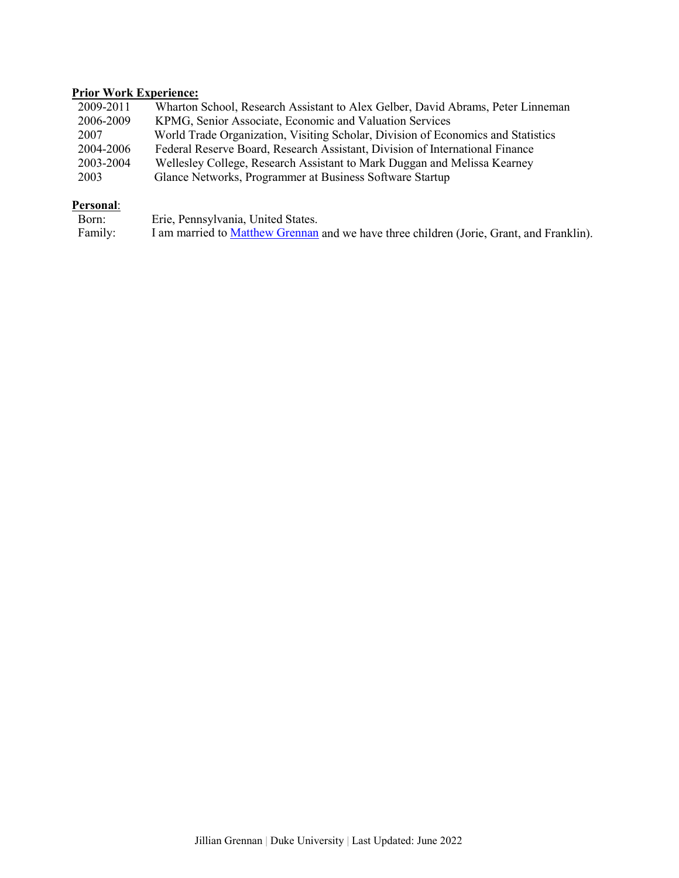**Prior Work Experience:**

| | |
|---|---|
| 2009-2011 | Wharton School, Research Assistant to Alex Gelber, David Abrams, Peter Linneman |
| 2006-2009 | KPMG, Senior Associate, Economic and Valuation Services |
| 2007 | World Trade Organization, Visiting Scholar, Division of Economics and Statistics |
| 2004-2006 | Federal Reserve Board, Research Assistant, Division of International Finance |
| 2003-2004 | Wellesley College, Research Assistant to Mark Duggan and Melissa Kearney |
| 2003 | Glance Networks, Programmer at Business Software Startup |

**Personal**:

| | |
|---|---|
| Born: | Erie, Pennsylvania, United States. |
| Family: | I am married to Matthew Grennan and we have three children (Jorie, Grant, and Franklin). |